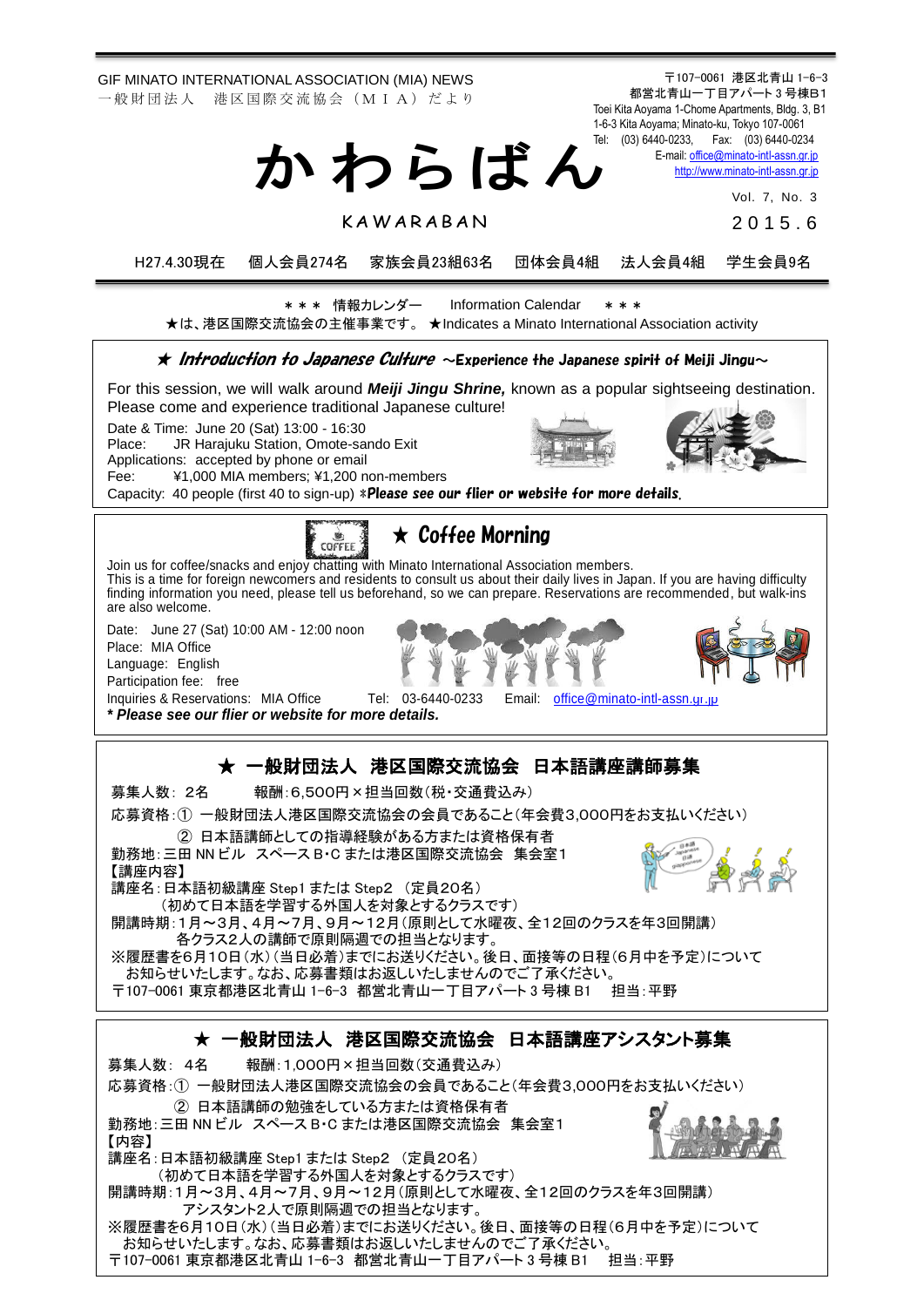GIF MINATO INTERNATIONAL ASSOCIATION (MIA) NEWS
一般財団法人　港区国際交流協会（ＭＩＡ）だより

〒107-0061 港区北青山 1-6-3
都営北青山一丁目アパート 3 号棟B1
Toei Kita Aoyama 1-Chome Apartments, Bldg. 3, B1
1-6-3 Kita Aoyama; Minato-ku, Tokyo 107-0061
Tel: (03) 6440-0233, Fax: (03) 6440-0234
E-mail: office@minato-intl-assn.gr.jp
http://www.minato-intl-assn.gr.jp

# かわらばん

KAWARABAN

Vol. 7, No. 3
2015.6

H27.4.30現在　個人会員274名　家族会員23組63名　団体会員4組　法人会員4組　学生会員9名

＊＊＊ 情報カレンダー　Information Calendar　＊＊＊
★は、港区国際交流協会の主催事業です。 ★Indicates a Minato International Association activity

## ★ *Introduction to Japanese Culture* ～Experience the Japanese spirit of Meiji Jingu～

For this session, we will walk around ***Meiji Jingu Shrine,*** known as a popular sightseeing destination. Please come and experience traditional Japanese culture!

Date & Time: June 20 (Sat) 13:00 - 16:30
Place: JR Harajuku Station, Omote-sando Exit
Applications: accepted by phone or email
Fee: ¥1,000 MIA members; ¥1,200 non-members
Capacity: 40 people (first 40 to sign-up) ****Please see our flier or website for more details.***

## ★ Coffee Morning

Join us for coffee/snacks and enjoy chatting with Minato International Association members.
This is a time for foreign newcomers and residents to consult us about their daily lives in Japan. If you are having difficulty finding information you need, please tell us beforehand, so we can prepare. Reservations are recommended, but walk-ins are also welcome.

Date: June 27 (Sat) 10:00 AM - 12:00 noon
Place: MIA Office
Language: English
Participation fee: free
Inquiries & Reservations: MIA Office　Tel: 03-6440-0233　Email: office@minato-intl-assn.gr.jp
***\* Please see our flier or website for more details.***

## ★ 一般財団法人　港区国際交流協会　日本語講座講師募集

募集人数：2名　　報酬：6,500円×担当回数（税・交通費込み）
応募資格：① 一般財団法人港区国際交流協会の会員であること（年会費3,000円をお支払いください）
　　　② 日本語講師としての指導経験がある方または資格保有者
勤務地：三田 NN ビル　スペースB・C または港区国際交流協会　集会室1
【講座内容】
講座名：日本語初級講座 Step1 または Step2 （定員20名）
　（初めて日本語を学習する外国人を対象とするクラスです）
開講時期：1月～3月、4月～7月、9月～12月（原則として水曜夜、全12回のクラスを年3回開講）
　各クラス2人の講師で原則隔週での担当となります。
※履歴書を6月10日（水）（当日必着）までにお送りください。後日、面接等の日程（6月中を予定）について
　お知らせいたします。なお、応募書類はお返しいたしませんのでご了承ください。
〒107-0061 東京都港区北青山 1-6-3 都営北青山一丁目アパート 3 号棟 B1　担当：平野

## ★ 一般財団法人　港区国際交流協会　日本語講座アシスタント募集

募集人数： 4名　　報酬：1,000円×担当回数（交通費込み）
応募資格：① 一般財団法人港区国際交流協会の会員であること（年会費3,000円をお支払いください）
　　　② 日本語講師の勉強をしている方または資格保有者
勤務地：三田 NN ビル　スペースB・C または港区国際交流協会　集会室1
【内容】
講座名：日本語初級講座 Step1 または Step2 （定員20名）
　（初めて日本語を学習する外国人を対象とするクラスです）
開講時期：1月～3月、4月～7月、9月～12月（原則として水曜夜、全12回のクラスを年3回開講）
　アシスタント2人で原則隔週での担当となります。
※履歴書を6月10日（水）（当日必着）までにお送りください。後日、面接等の日程（6月中を予定）について
　お知らせいたします。なお、応募書類はお返しいたしませんのでご了承ください。
〒107-0061 東京都港区北青山 1-6-3 都営北青山一丁目アパート 3 号棟 B1　担当：平野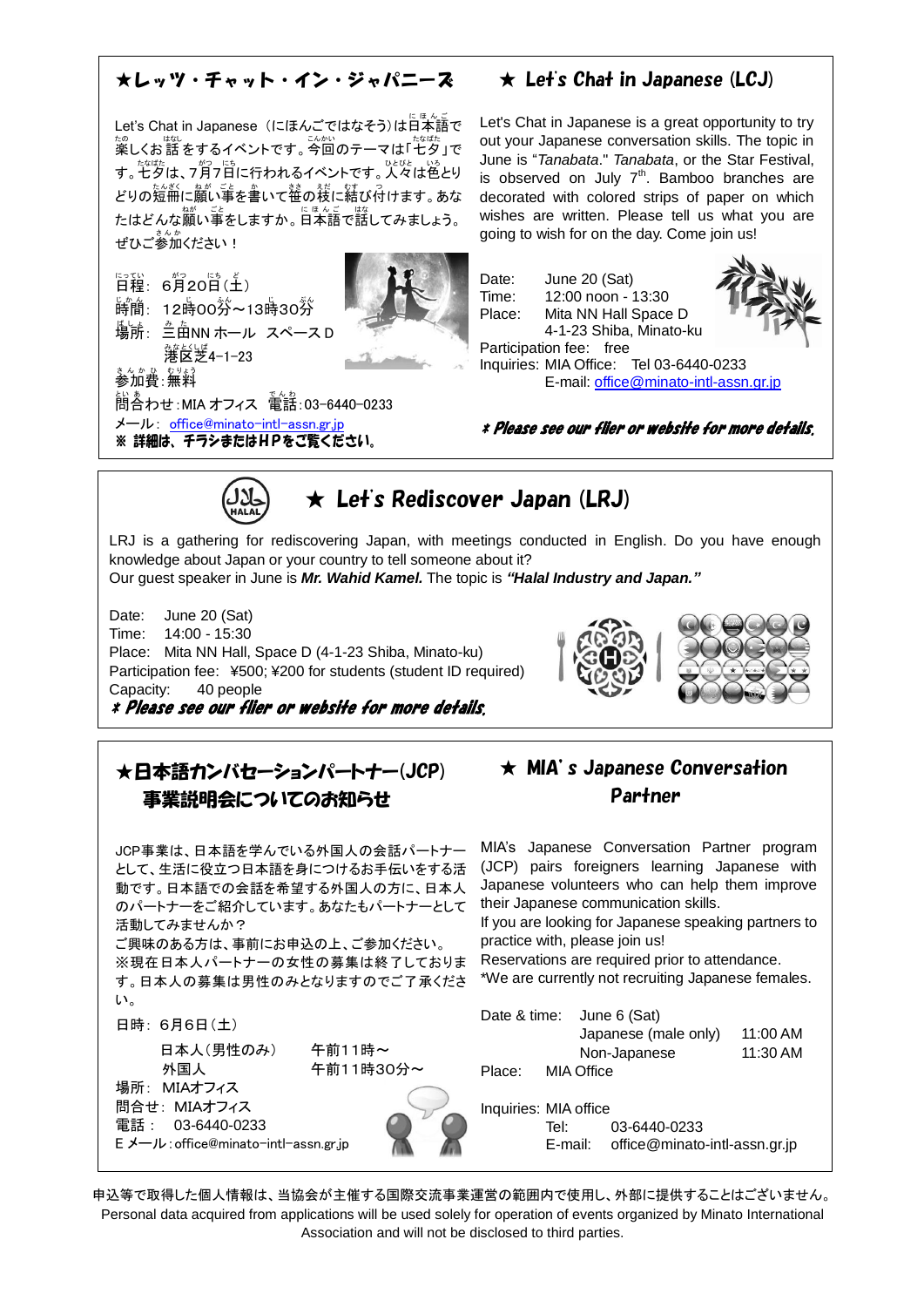## ★レッツ・チャット・イン・ジャパニーズ

Let's Chat in Japanese（にほんごではなそう）は日本語で楽しくお話をするイベントです。今回のテーマは「七夕」です。七夕は、7月7日に行われるイベントです。人々は色とりどりの短冊に願い事を書いて笹の枝に結び付けます。あなたはどんな願い事をしますか。日本語で話してみましょう。ぜひご参加ください！

日程：6月20日（土）
時間：12時00分～13時30分
場所：三田NN ホール　スペースD
港区芝4-1-23
参加費：無料
問合わせ：MIA オフィス　電話：03-6440-0233
メール：office@minato-intl-assn.gr.jp
※ 詳細は、チラシまたはHPをご覧ください。

## ★ Let's Chat in Japanese (LCJ)

Let's Chat in Japanese is a great opportunity to try out your Japanese conversation skills. The topic in June is "*Tanabata*." *Tanabata*, or the Star Festival, is observed on July 7th. Bamboo branches are decorated with colored strips of paper on which wishes are written. Please tell us what you are going to wish for on the day. Come join us!

Date: June 20 (Sat)
Time: 12:00 noon - 13:30
Place: Mita NN Hall Space D
4-1-23 Shiba, Minato-ku
Participation fee: free
Inquiries: MIA Office: Tel 03-6440-0233
E-mail: office@minato-intl-assn.gr.jp

*** Please see our flier or website for more details.***

## ★ Let's Rediscover Japan (LRJ)

LRJ is a gathering for rediscovering Japan, with meetings conducted in English. Do you have enough knowledge about Japan or your country to tell someone about it?
Our guest speaker in June is ***Mr. Wahid Kamel.*** The topic is ***"Halal Industry and Japan."***

Date: June 20 (Sat)
Time: 14:00 - 15:30
Place: Mita NN Hall, Space D (4-1-23 Shiba, Minato-ku)
Participation fee: ¥500; ¥200 for students (student ID required)
Capacity: 40 people

*** Please see our flier or website for more details.***

## ★日本語カンバセーションパートナー(JCP)事業説明会についてのお知らせ

JCP事業は、日本語を学んでいる外国人の会話パートナーとして、生活に役立つ日本語を身につけるお手伝いをする活動です。日本語での会話を希望する外国人の方に、日本人のパートナーをご紹介しています。あなたもパートナーとして活動してみませんか？
ご興味のある方は、事前にお申込の上、ご参加ください。
※現在日本人パートナーの女性の募集は終了しております。日本人の募集は男性のみとなりますのでご了承ください。

日時：6月6日（土）
日本人（男性のみ）　午前11時～
外国人　午前11時30分～
場所：MIAオフィス
問合せ：MIAオフィス
電話：03-6440-0233
Eメール：office@minato-intl-assn.gr.jp

## ★ MIA's Japanese Conversation Partner

MIA's Japanese Conversation Partner program (JCP) pairs foreigners learning Japanese with Japanese volunteers who can help them improve their Japanese communication skills.
If you are looking for Japanese speaking partners to practice with, please join us!
Reservations are required prior to attendance.
*We are currently not recruiting Japanese females.

Date & time: June 6 (Sat)
Japanese (male only) 11:00 AM
Non-Japanese 11:30 AM
Place: MIA Office

Inquiries: MIA office
Tel: 03-6440-0233
E-mail: office@minato-intl-assn.gr.jp

申込等で取得した個人情報は、当協会が主催する国際交流事業運営の範囲内で使用し、外部に提供することはございません。
Personal data acquired from applications will be used solely for operation of events organized by Minato International Association and will not be disclosed to third parties.